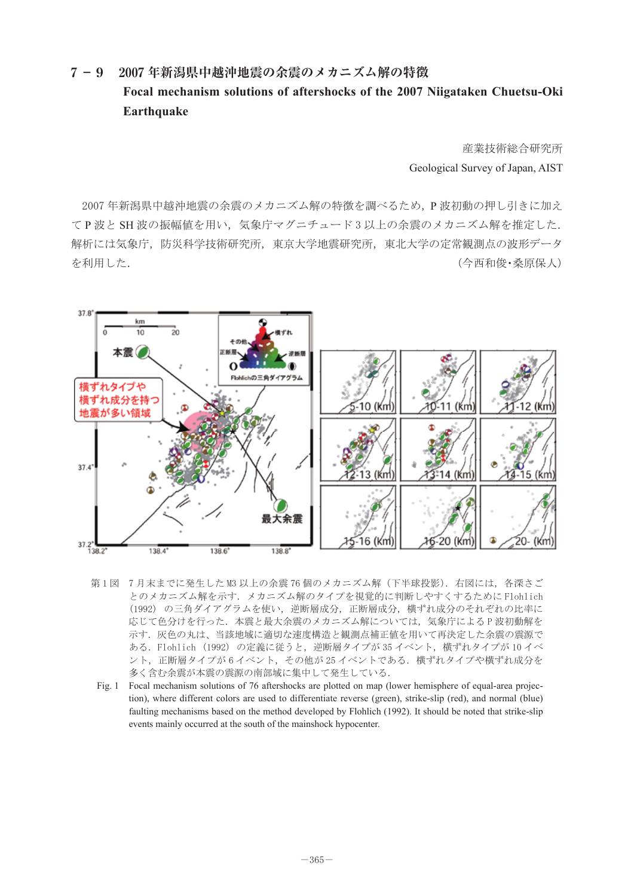# 7－9　2007 年新潟県中越沖地震の余震のメカニズム解の特徴

## Focal mechanism solutions of aftershocks of the 2007 Niigataken Chuetsu-Oki Earthquake

産業技術総合研究所

Geological Survey of Japan, AIST

2007 年新潟県中越沖地震の余震のメカニズム解の特徴を調べるため，P 波初動の押し引きに加えて P 波と SH 波の振幅値を用い，気象庁マグニチュード 3 以上の余震のメカニズム解を推定した．解析には気象庁，防災科学技術研究所，東京大学地震研究所，東北大学の定常観測点の波形データを利用した．（今西和俊・桑原保人）

第 1 図　7 月末までに発生した M3 以上の余震 76 個のメカニズム解（下半球投影）．右図には，各深さごとのメカニズム解を示す．メカニズム解のタイプを視覚的に判断しやすくするために Flohlich (1992) の三角ダイアグラムを使い，逆断層成分，正断層成分，横ずれ成分のそれぞれの比率に応じて色分けを行った．本震と最大余震のメカニズム解については，気象庁による P 波初動解を示す．灰色の丸は，当該地域に適切な速度構造と観測点補正値を用いて再決定した余震の震源である．Flohlich (1992) の定義に従うと，逆断層タイプが 35 イベント，横ずれタイプが 10 イベント，正断層タイプが 6 イベント，その他が 25 イベントである．横ずれタイプや横ずれ成分を多く含む余震が本震の震源の南部域に集中して発生している．

Fig. 1　Focal mechanism solutions of 76 aftershocks are plotted on map (lower hemisphere of equal-area projection), where different colors are used to differentiate reverse (green), strike-slip (red), and normal (blue) faulting mechanisms based on the method developed by Flohlich (1992). It should be noted that strike-slip events mainly occurred at the south of the mainshock hypocenter.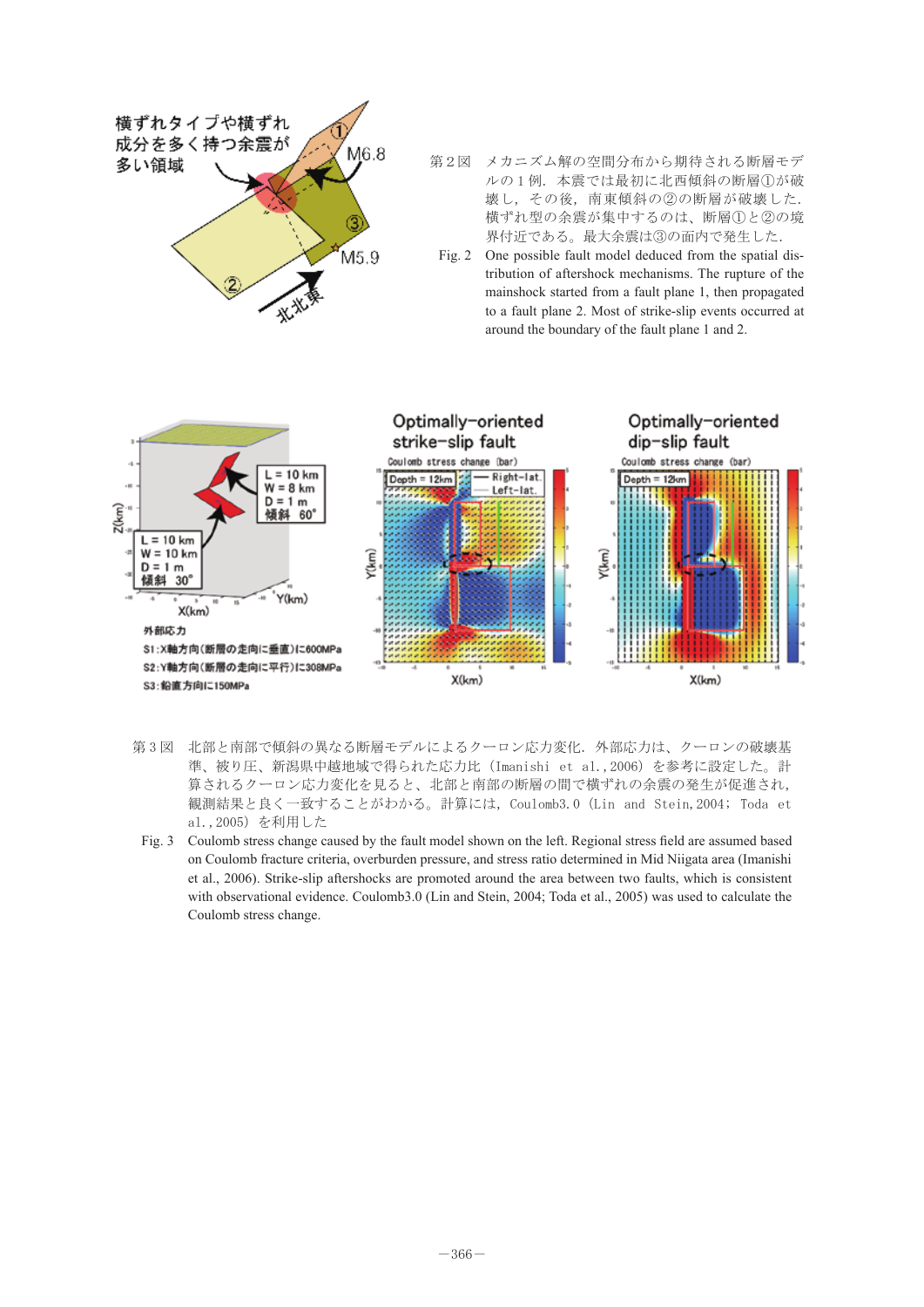第２図　メカニズム解の空間分布から期待される断層モデルの１例．本震では最初に北西傾斜の断層①が破壊し，その後，南東傾斜の②の断層が破壊した．横ずれ型の余震が集中するのは、断層①と②の境界付近である。最大余震は③の面内で発生した．

Fig. 2　One possible fault model deduced from the spatial distribution of aftershock mechanisms. The rupture of the mainshock started from a fault plane 1, then propagated to a fault plane 2. Most of strike-slip events occurred at around the boundary of the fault plane 1 and 2.

第３図　北部と南部で傾斜の異なる断層モデルによるクーロン応力変化．外部応力は、クーロンの破壊基準、被り圧、新潟県中越地域で得られた応力比（Imanishi et al.,2006）を参考に設定した。計算されるクーロン応力変化を見ると、北部と南部の断層の間で横ずれの余震の発生が促進され，観測結果と良く一致することがわかる。計算には，Coulomb3.0（Lin and Stein,2004; Toda et al.,2005）を利用した

Fig. 3　Coulomb stress change caused by the fault model shown on the left. Regional stress field are assumed based on Coulomb fracture criteria, overburden pressure, and stress ratio determined in Mid Niigata area (Imanishi et al., 2006). Strike-slip aftershocks are promoted around the area between two faults, which is consistent with observational evidence. Coulomb3.0 (Lin and Stein, 2004; Toda et al., 2005) was used to calculate the Coulomb stress change.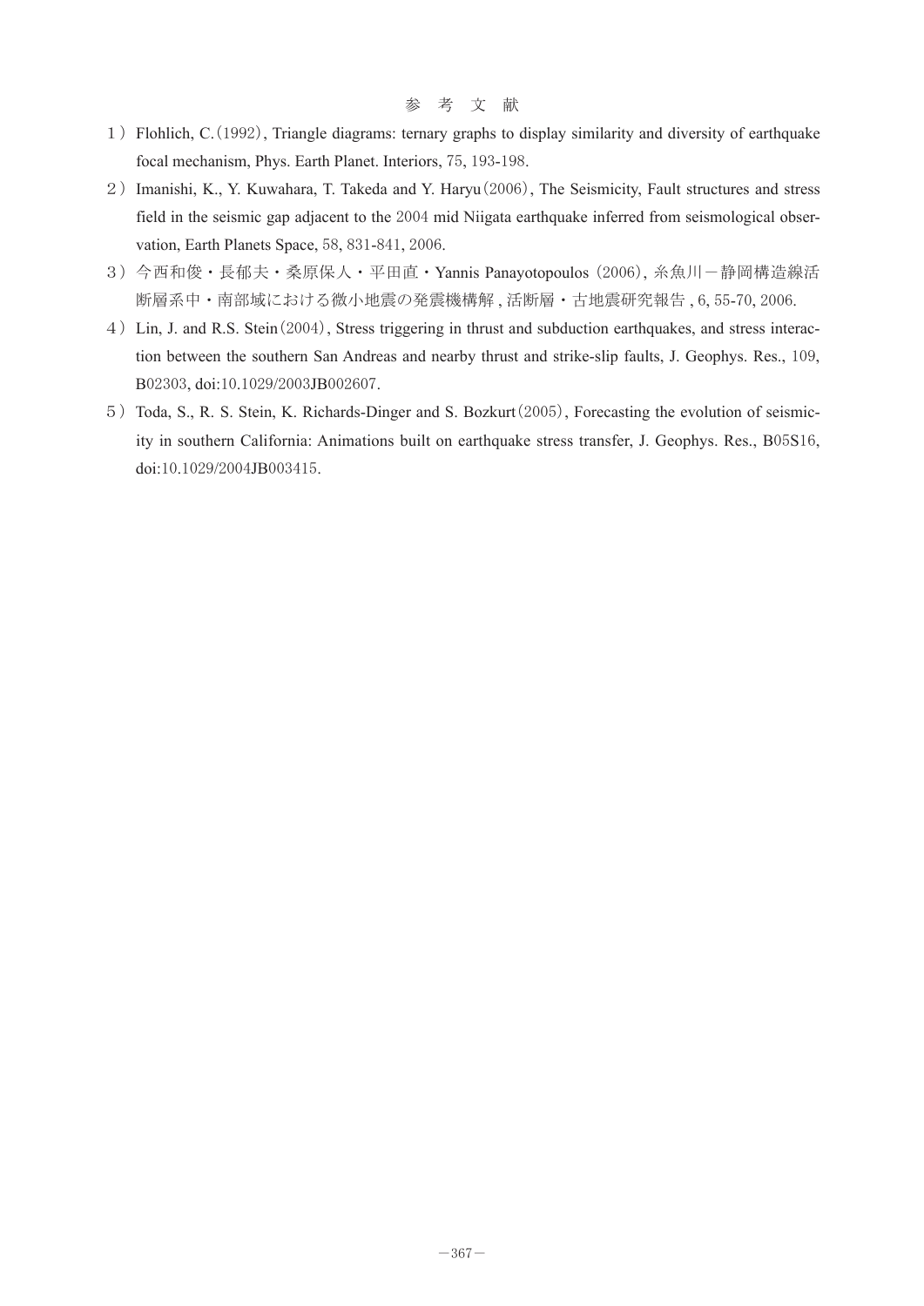## 参 考 文 献

1）Flohlich, C.（1992）, Triangle diagrams: ternary graphs to display similarity and diversity of earthquake focal mechanism, Phys. Earth Planet. Interiors, 75, 193-198.

2）Imanishi, K., Y. Kuwahara, T. Takeda and Y. Haryu（2006）, The Seismicity, Fault structures and stress field in the seismic gap adjacent to the 2004 mid Niigata earthquake inferred from seismological observation, Earth Planets Space, 58, 831-841, 2006.

3）今西和俊・長郁夫・桑原保人・平田直・Yannis Panayotopoulos（2006）, 糸魚川－静岡構造線活断層系中・南部域における微小地震の発震機構解 , 活断層・古地震研究報告 , 6, 55-70, 2006.

4）Lin, J. and R.S. Stein（2004）, Stress triggering in thrust and subduction earthquakes, and stress interaction between the southern San Andreas and nearby thrust and strike-slip faults, J. Geophys. Res., 109, B02303, doi:10.1029/2003JB002607.

5）Toda, S., R. S. Stein, K. Richards-Dinger and S. Bozkurt（2005）, Forecasting the evolution of seismicity in southern California: Animations built on earthquake stress transfer, J. Geophys. Res., B05S16, doi:10.1029/2004JB003415.